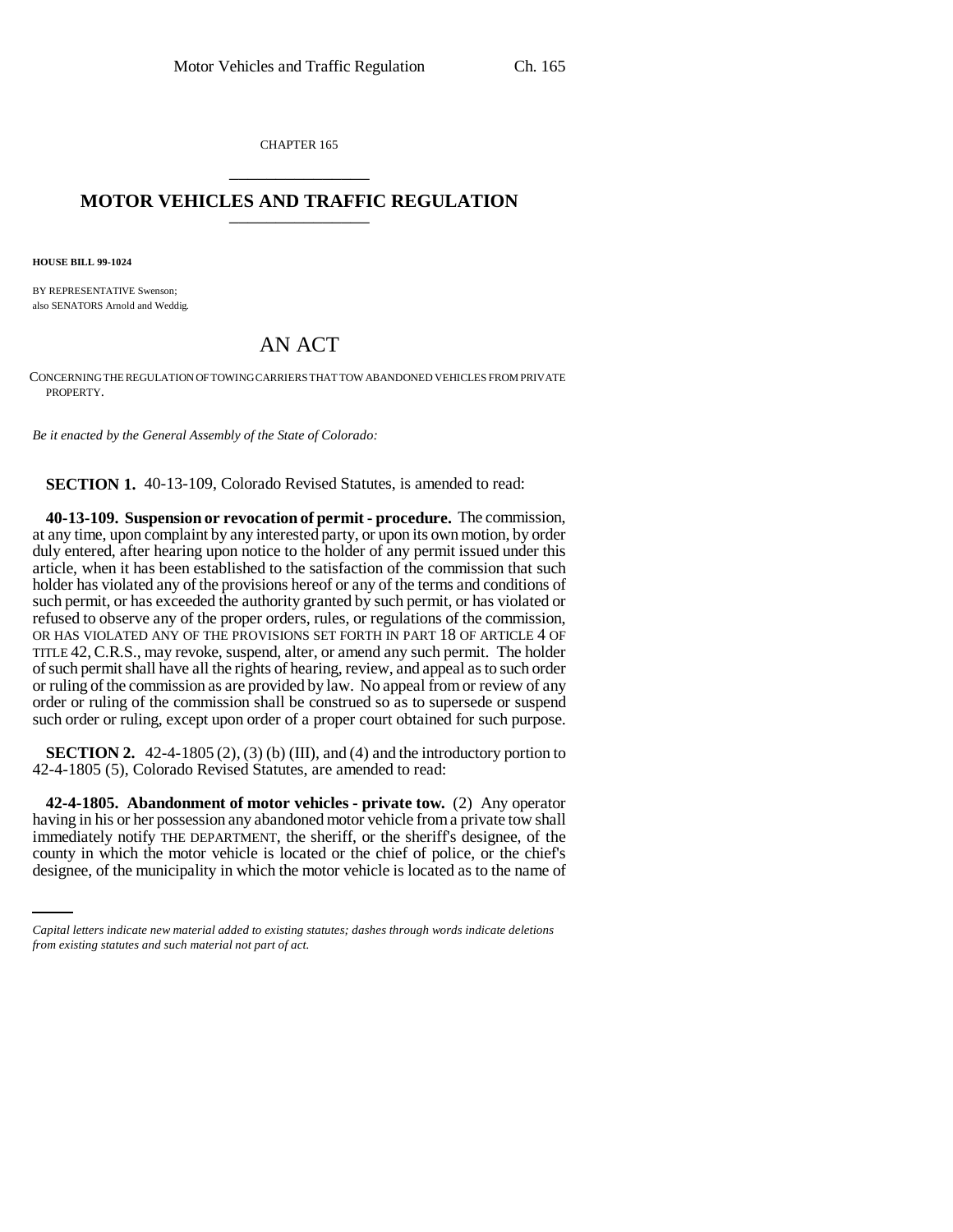CHAPTER 165

## MOTOR VEHICLES AND TRAFFIC REGULATION

**HOUSE BILL 99-1024**

BY REPRESENTATIVE Swenson;
also SENATORS Arnold and Weddig.

# AN ACT

CONCERNING THE REGULATION OF TOWING CARRIERS THAT TOW ABANDONED VEHICLES FROM PRIVATE PROPERTY.

*Be it enacted by the General Assembly of the State of Colorado:*

**SECTION 1.** 40-13-109, Colorado Revised Statutes, is amended to read:

**40-13-109. Suspension or revocation of permit - procedure.** The commission, at any time, upon complaint by any interested party, or upon its own motion, by order duly entered, after hearing upon notice to the holder of any permit issued under this article, when it has been established to the satisfaction of the commission that such holder has violated any of the provisions hereof or any of the terms and conditions of such permit, or has exceeded the authority granted by such permit, or has violated or refused to observe any of the proper orders, rules, or regulations of the commission, OR HAS VIOLATED ANY OF THE PROVISIONS SET FORTH IN PART 18 OF ARTICLE 4 OF TITLE 42, C.R.S., may revoke, suspend, alter, or amend any such permit. The holder of such permit shall have all the rights of hearing, review, and appeal as to such order or ruling of the commission as are provided by law. No appeal from or review of any order or ruling of the commission shall be construed so as to supersede or suspend such order or ruling, except upon order of a proper court obtained for such purpose.

**SECTION 2.** 42-4-1805 (2), (3) (b) (III), and (4) and the introductory portion to 42-4-1805 (5), Colorado Revised Statutes, are amended to read:

**42-4-1805. Abandonment of motor vehicles - private tow.** (2) Any operator having in his or her possession any abandoned motor vehicle from a private tow shall immediately notify THE DEPARTMENT, the sheriff, or the sheriff's designee, of the county in which the motor vehicle is located or the chief of police, or the chief's designee, of the municipality in which the motor vehicle is located as to the name of

*Capital letters indicate new material added to existing statutes; dashes through words indicate deletions from existing statutes and such material not part of act.*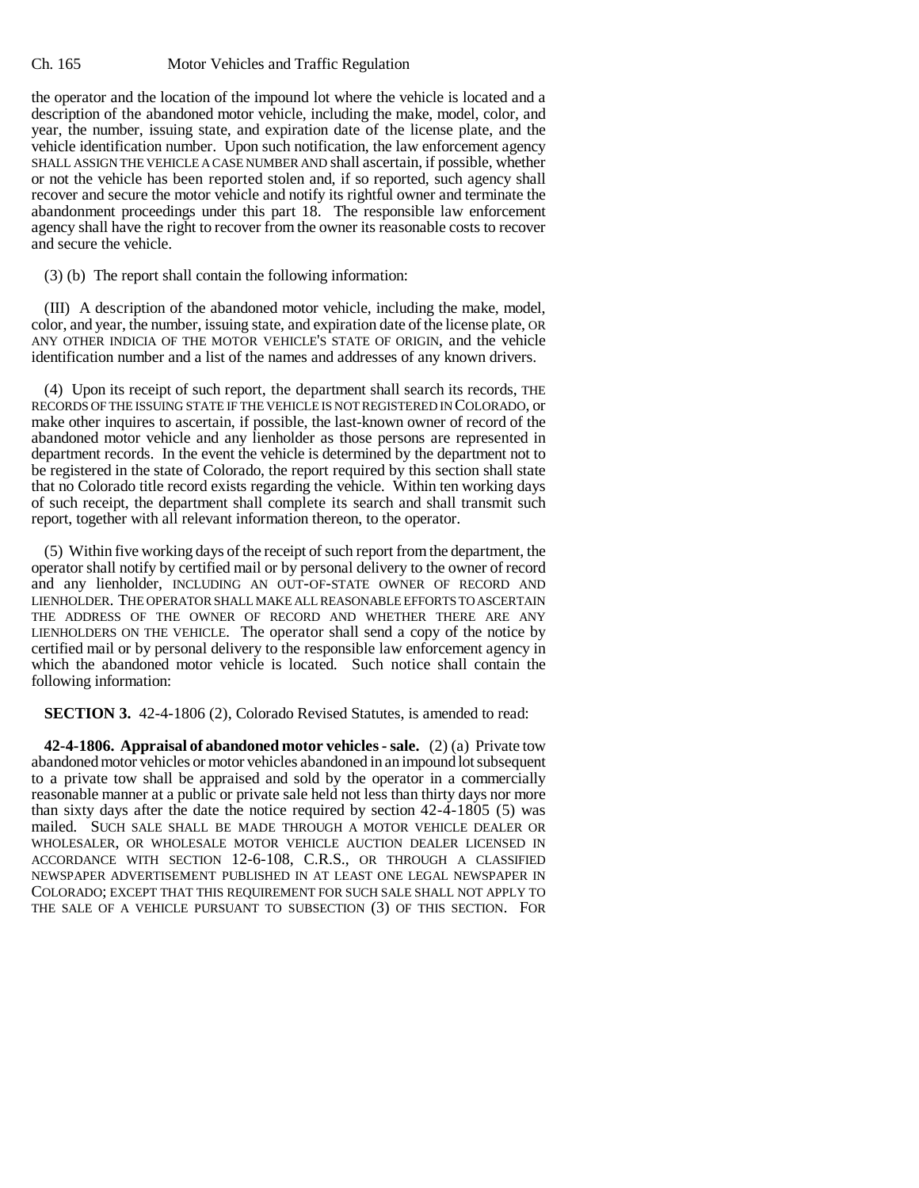the operator and the location of the impound lot where the vehicle is located and a description of the abandoned motor vehicle, including the make, model, color, and year, the number, issuing state, and expiration date of the license plate, and the vehicle identification number. Upon such notification, the law enforcement agency SHALL ASSIGN THE VEHICLE A CASE NUMBER AND shall ascertain, if possible, whether or not the vehicle has been reported stolen and, if so reported, such agency shall recover and secure the motor vehicle and notify its rightful owner and terminate the abandonment proceedings under this part 18. The responsible law enforcement agency shall have the right to recover from the owner its reasonable costs to recover and secure the vehicle.

(3) (b) The report shall contain the following information:

(III) A description of the abandoned motor vehicle, including the make, model, color, and year, the number, issuing state, and expiration date of the license plate, OR ANY OTHER INDICIA OF THE MOTOR VEHICLE'S STATE OF ORIGIN, and the vehicle identification number and a list of the names and addresses of any known drivers.

(4) Upon its receipt of such report, the department shall search its records, THE RECORDS OF THE ISSUING STATE IF THE VEHICLE IS NOT REGISTERED IN COLORADO, or make other inquires to ascertain, if possible, the last-known owner of record of the abandoned motor vehicle and any lienholder as those persons are represented in department records. In the event the vehicle is determined by the department not to be registered in the state of Colorado, the report required by this section shall state that no Colorado title record exists regarding the vehicle. Within ten working days of such receipt, the department shall complete its search and shall transmit such report, together with all relevant information thereon, to the operator.

(5) Within five working days of the receipt of such report from the department, the operator shall notify by certified mail or by personal delivery to the owner of record and any lienholder, INCLUDING AN OUT-OF-STATE OWNER OF RECORD AND LIENHOLDER. THE OPERATOR SHALL MAKE ALL REASONABLE EFFORTS TO ASCERTAIN THE ADDRESS OF THE OWNER OF RECORD AND WHETHER THERE ARE ANY LIENHOLDERS ON THE VEHICLE. The operator shall send a copy of the notice by certified mail or by personal delivery to the responsible law enforcement agency in which the abandoned motor vehicle is located. Such notice shall contain the following information:

**SECTION 3.** 42-4-1806 (2), Colorado Revised Statutes, is amended to read:

**42-4-1806. Appraisal of abandoned motor vehicles - sale.** (2) (a) Private tow abandoned motor vehicles or motor vehicles abandoned in an impound lot subsequent to a private tow shall be appraised and sold by the operator in a commercially reasonable manner at a public or private sale held not less than thirty days nor more than sixty days after the date the notice required by section 42-4-1805 (5) was mailed. SUCH SALE SHALL BE MADE THROUGH A MOTOR VEHICLE DEALER OR WHOLESALER, OR WHOLESALE MOTOR VEHICLE AUCTION DEALER LICENSED IN ACCORDANCE WITH SECTION 12-6-108, C.R.S., OR THROUGH A CLASSIFIED NEWSPAPER ADVERTISEMENT PUBLISHED IN AT LEAST ONE LEGAL NEWSPAPER IN COLORADO; EXCEPT THAT THIS REQUIREMENT FOR SUCH SALE SHALL NOT APPLY TO THE SALE OF A VEHICLE PURSUANT TO SUBSECTION (3) OF THIS SECTION. FOR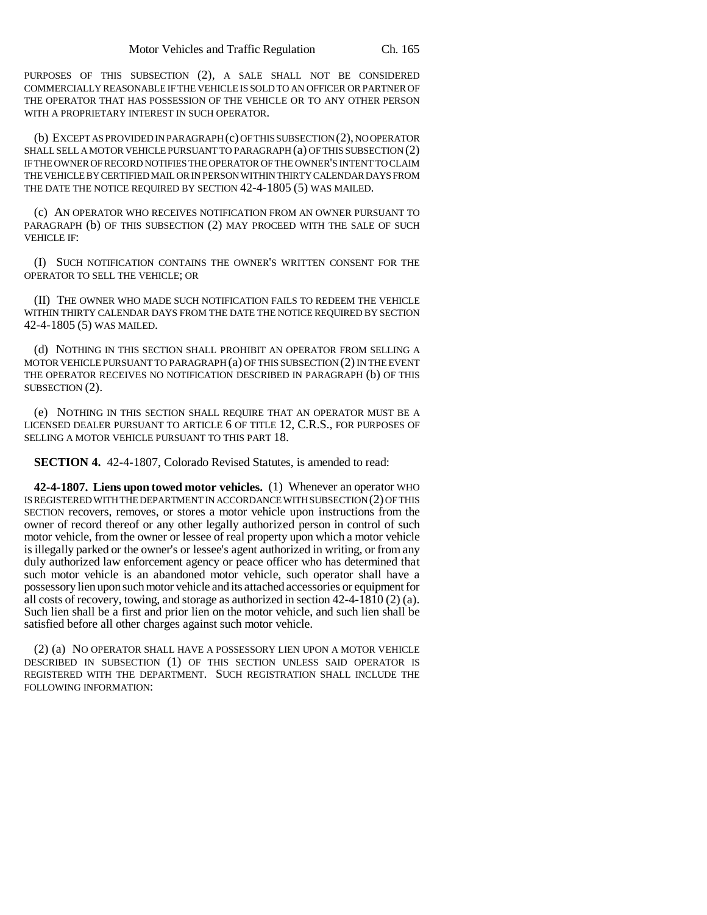PURPOSES OF THIS SUBSECTION (2), A SALE SHALL NOT BE CONSIDERED COMMERCIALLY REASONABLE IF THE VEHICLE IS SOLD TO AN OFFICER OR PARTNER OF THE OPERATOR THAT HAS POSSESSION OF THE VEHICLE OR TO ANY OTHER PERSON WITH A PROPRIETARY INTEREST IN SUCH OPERATOR.

(b) EXCEPT AS PROVIDED IN PARAGRAPH (c) OF THIS SUBSECTION (2), NO OPERATOR SHALL SELL A MOTOR VEHICLE PURSUANT TO PARAGRAPH (a) OF THIS SUBSECTION (2) IF THE OWNER OF RECORD NOTIFIES THE OPERATOR OF THE OWNER'S INTENT TO CLAIM THE VEHICLE BY CERTIFIED MAIL OR IN PERSON WITHIN THIRTY CALENDAR DAYS FROM THE DATE THE NOTICE REQUIRED BY SECTION 42-4-1805 (5) WAS MAILED.

(c) AN OPERATOR WHO RECEIVES NOTIFICATION FROM AN OWNER PURSUANT TO PARAGRAPH (b) OF THIS SUBSECTION (2) MAY PROCEED WITH THE SALE OF SUCH VEHICLE IF:

(I) SUCH NOTIFICATION CONTAINS THE OWNER'S WRITTEN CONSENT FOR THE OPERATOR TO SELL THE VEHICLE; OR

(II) THE OWNER WHO MADE SUCH NOTIFICATION FAILS TO REDEEM THE VEHICLE WITHIN THIRTY CALENDAR DAYS FROM THE DATE THE NOTICE REQUIRED BY SECTION 42-4-1805 (5) WAS MAILED.

(d) NOTHING IN THIS SECTION SHALL PROHIBIT AN OPERATOR FROM SELLING A MOTOR VEHICLE PURSUANT TO PARAGRAPH (a) OF THIS SUBSECTION (2) IN THE EVENT THE OPERATOR RECEIVES NO NOTIFICATION DESCRIBED IN PARAGRAPH (b) OF THIS SUBSECTION (2).

(e) NOTHING IN THIS SECTION SHALL REQUIRE THAT AN OPERATOR MUST BE A LICENSED DEALER PURSUANT TO ARTICLE 6 OF TITLE 12, C.R.S., FOR PURPOSES OF SELLING A MOTOR VEHICLE PURSUANT TO THIS PART 18.

**SECTION 4.** 42-4-1807, Colorado Revised Statutes, is amended to read:

**42-4-1807. Liens upon towed motor vehicles.** (1) Whenever an operator WHO IS REGISTERED WITH THE DEPARTMENT IN ACCORDANCE WITH SUBSECTION (2) OF THIS SECTION recovers, removes, or stores a motor vehicle upon instructions from the owner of record thereof or any other legally authorized person in control of such motor vehicle, from the owner or lessee of real property upon which a motor vehicle is illegally parked or the owner's or lessee's agent authorized in writing, or from any duly authorized law enforcement agency or peace officer who has determined that such motor vehicle is an abandoned motor vehicle, such operator shall have a possessory lien upon such motor vehicle and its attached accessories or equipment for all costs of recovery, towing, and storage as authorized in section 42-4-1810 (2) (a). Such lien shall be a first and prior lien on the motor vehicle, and such lien shall be satisfied before all other charges against such motor vehicle.

(2) (a) NO OPERATOR SHALL HAVE A POSSESSORY LIEN UPON A MOTOR VEHICLE DESCRIBED IN SUBSECTION (1) OF THIS SECTION UNLESS SAID OPERATOR IS REGISTERED WITH THE DEPARTMENT. SUCH REGISTRATION SHALL INCLUDE THE FOLLOWING INFORMATION: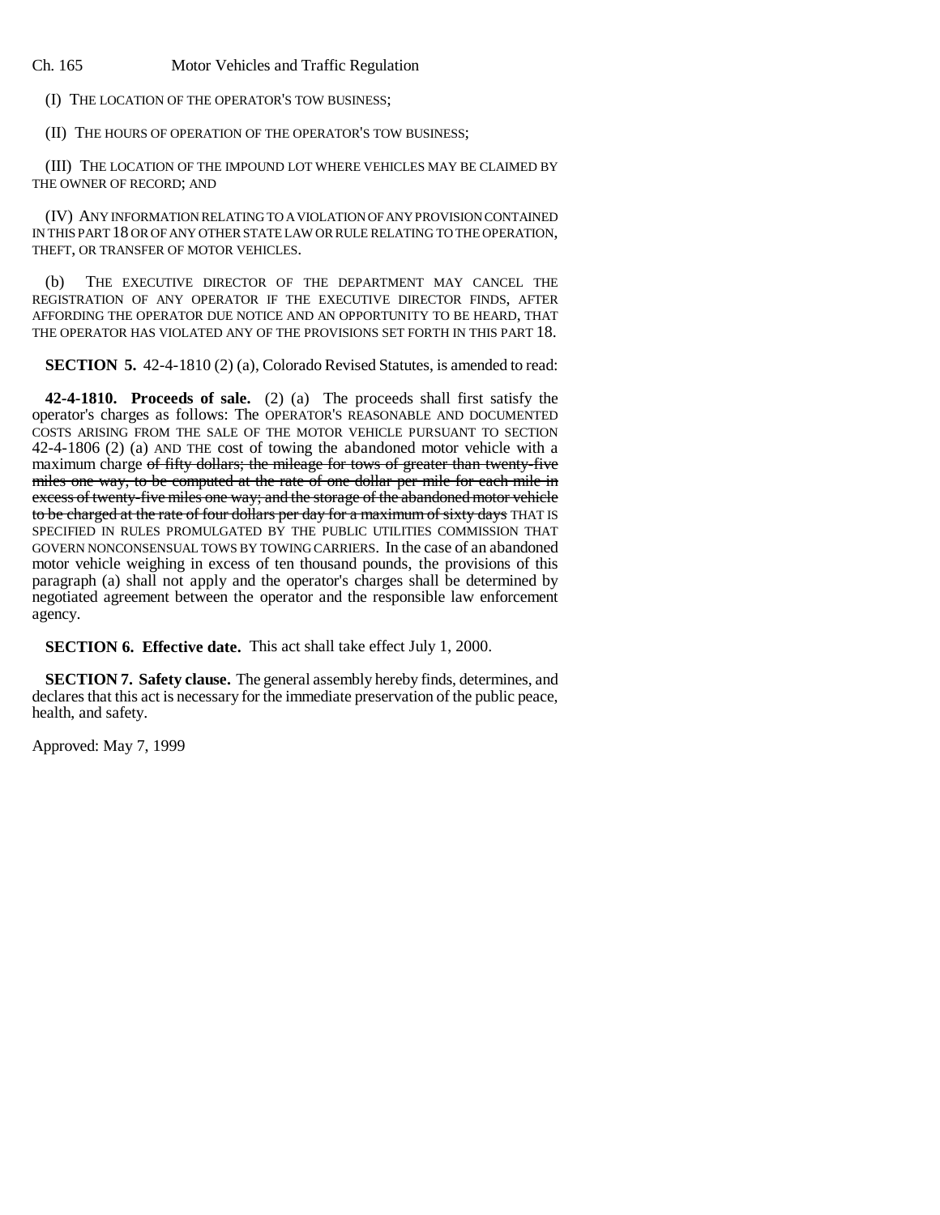(I) THE LOCATION OF THE OPERATOR'S TOW BUSINESS;

(II) THE HOURS OF OPERATION OF THE OPERATOR'S TOW BUSINESS;

(III) THE LOCATION OF THE IMPOUND LOT WHERE VEHICLES MAY BE CLAIMED BY THE OWNER OF RECORD; AND

(IV) ANY INFORMATION RELATING TO A VIOLATION OF ANY PROVISION CONTAINED IN THIS PART 18 OR OF ANY OTHER STATE LAW OR RULE RELATING TO THE OPERATION, THEFT, OR TRANSFER OF MOTOR VEHICLES.

(b) THE EXECUTIVE DIRECTOR OF THE DEPARTMENT MAY CANCEL THE REGISTRATION OF ANY OPERATOR IF THE EXECUTIVE DIRECTOR FINDS, AFTER AFFORDING THE OPERATOR DUE NOTICE AND AN OPPORTUNITY TO BE HEARD, THAT THE OPERATOR HAS VIOLATED ANY OF THE PROVISIONS SET FORTH IN THIS PART 18.

**SECTION 5.** 42-4-1810 (2) (a), Colorado Revised Statutes, is amended to read:

**42-4-1810. Proceeds of sale.** (2) (a) The proceeds shall first satisfy the operator's charges as follows: The OPERATOR'S REASONABLE AND DOCUMENTED COSTS ARISING FROM THE SALE OF THE MOTOR VEHICLE PURSUANT TO SECTION 42-4-1806 (2) (a) AND THE cost of towing the abandoned motor vehicle with a maximum charge ~~of fifty dollars; the mileage for tows of greater than twenty-five miles one way, to be computed at the rate of one dollar per mile for each mile in excess of twenty-five miles one way; and the storage of the abandoned motor vehicle to be charged at the rate of four dollars per day for a maximum of sixty days~~ THAT IS SPECIFIED IN RULES PROMULGATED BY THE PUBLIC UTILITIES COMMISSION THAT GOVERN NONCONSENSUAL TOWS BY TOWING CARRIERS. In the case of an abandoned motor vehicle weighing in excess of ten thousand pounds, the provisions of this paragraph (a) shall not apply and the operator's charges shall be determined by negotiated agreement between the operator and the responsible law enforcement agency.

**SECTION 6. Effective date.** This act shall take effect July 1, 2000.

**SECTION 7. Safety clause.** The general assembly hereby finds, determines, and declares that this act is necessary for the immediate preservation of the public peace, health, and safety.

Approved: May 7, 1999